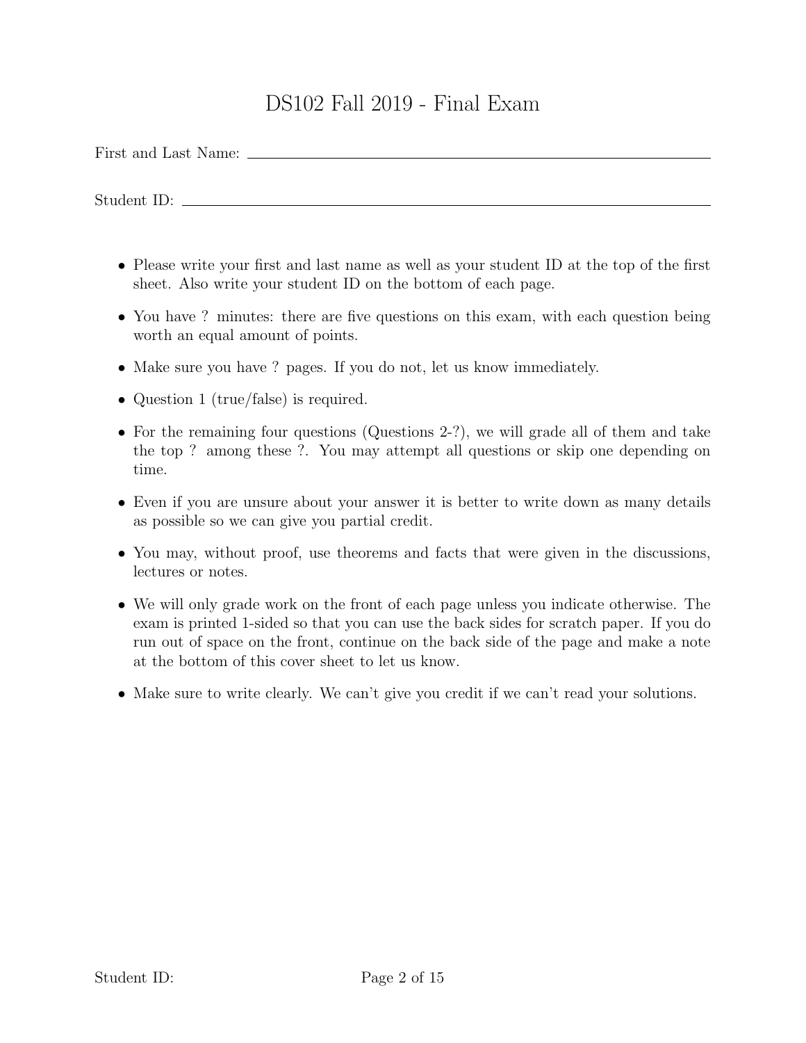# DS102 Fall 2019 - Final Exam

First and Last Name: ______________________________

Student ID: ______________________________

- Please write your first and last name as well as your student ID at the top of the first sheet. Also write your student ID on the bottom of each page.
- You have ? minutes: there are five questions on this exam, with each question being worth an equal amount of points.
- Make sure you have ? pages. If you do not, let us know immediately.
- Question 1 (true/false) is required.
- For the remaining four questions (Questions 2-?), we will grade all of them and take the top ? among these ?. You may attempt all questions or skip one depending on time.
- Even if you are unsure about your answer it is better to write down as many details as possible so we can give you partial credit.
- You may, without proof, use theorems and facts that were given in the discussions, lectures or notes.
- We will only grade work on the front of each page unless you indicate otherwise. The exam is printed 1-sided so that you can use the back sides for scratch paper. If you do run out of space on the front, continue on the back side of the page and make a note at the bottom of this cover sheet to let us know.
- Make sure to write clearly. We can't give you credit if we can't read your solutions.

Student ID: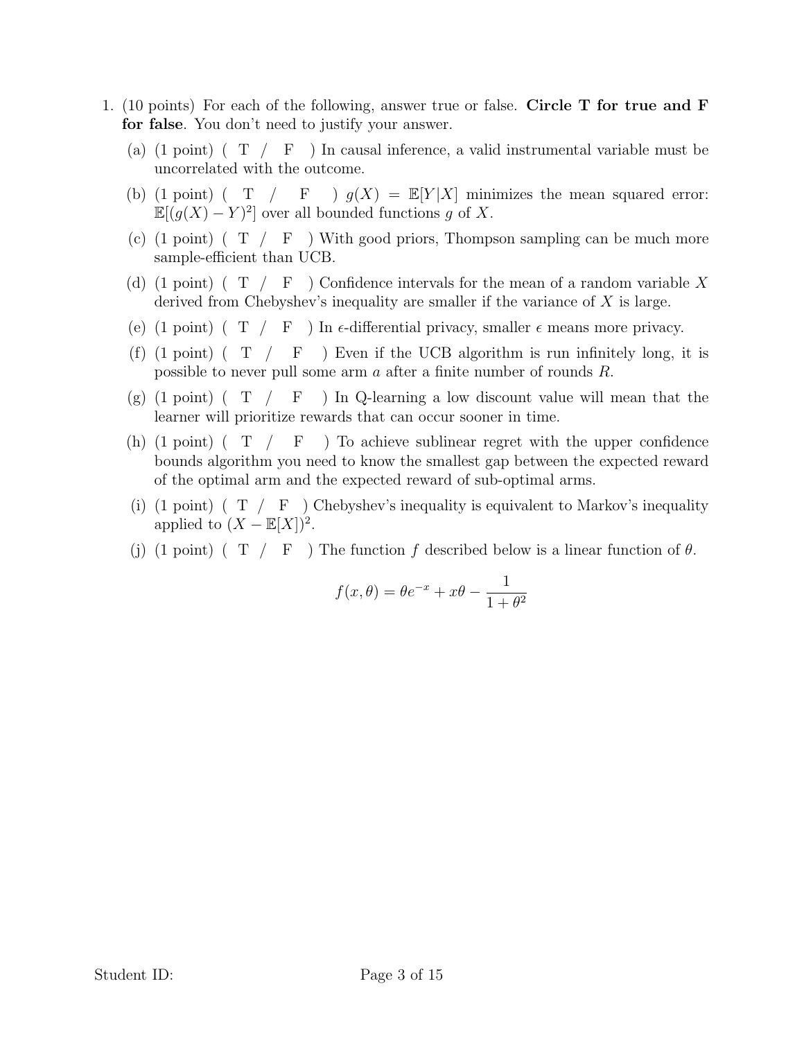1. (10 points) For each of the following, answer true or false. **Circle T for true and F for false**. You don't need to justify your answer.

   (a) (1 point) ( T / F ) In causal inference, a valid instrumental variable must be uncorrelated with the outcome.

   (b) (1 point) ( T / F ) $g(X) = \mathbb{E}[Y|X]$ minimizes the mean squared error: $\mathbb{E}[(g(X) - Y)^2]$ over all bounded functions $g$ of $X$.

   (c) (1 point) ( T / F ) With good priors, Thompson sampling can be much more sample-efficient than UCB.

   (d) (1 point) ( T / F ) Confidence intervals for the mean of a random variable $X$ derived from Chebyshev's inequality are smaller if the variance of $X$ is large.

   (e) (1 point) ( T / F ) In $\epsilon$-differential privacy, smaller $\epsilon$ means more privacy.

   (f) (1 point) ( T / F ) Even if the UCB algorithm is run infinitely long, it is possible to never pull some arm $a$ after a finite number of rounds $R$.

   (g) (1 point) ( T / F ) In Q-learning a low discount value will mean that the learner will prioritize rewards that can occur sooner in time.

   (h) (1 point) ( T / F ) To achieve sublinear regret with the upper confidence bounds algorithm you need to know the smallest gap between the expected reward of the optimal arm and the expected reward of sub-optimal arms.

   (i) (1 point) ( T / F ) Chebyshev's inequality is equivalent to Markov's inequality applied to $(X - \mathbb{E}[X])^2$.

   (j) (1 point) ( T / F ) The function $f$ described below is a linear function of $\theta$.

$$f(x, \theta) = \theta e^{-x} + x\theta - \frac{1}{1 + \theta^2}$$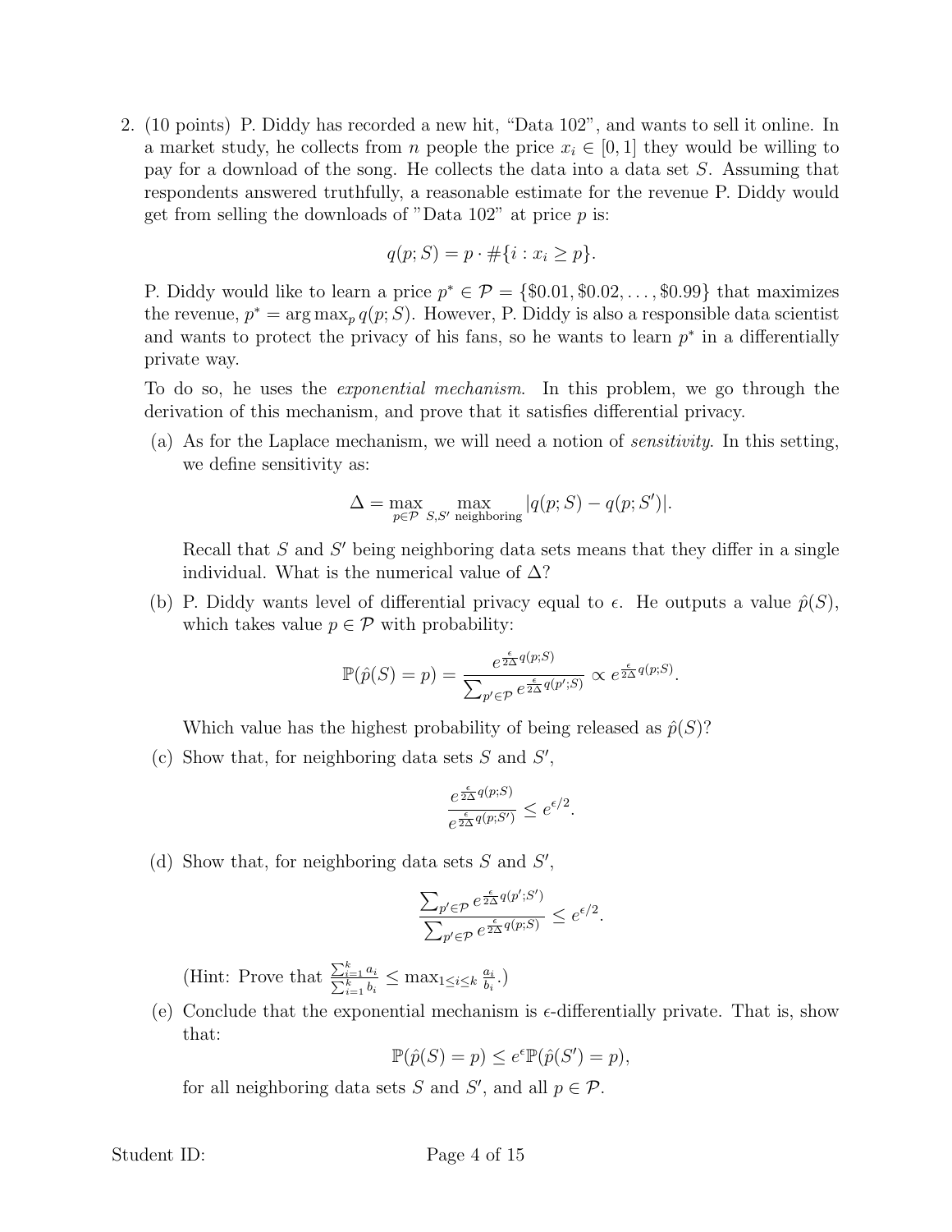2. (10 points) P. Diddy has recorded a new hit, "Data 102", and wants to sell it online. In a market study, he collects from $n$ people the price $x_i \in [0, 1]$ they would be willing to pay for a download of the song. He collects the data into a data set $S$. Assuming that respondents answered truthfully, a reasonable estimate for the revenue P. Diddy would get from selling the downloads of "Data 102" at price $p$ is:

$$q(p; S) = p \cdot \#\{i : x_i \geq p\}.$$

P. Diddy would like to learn a price $p^* \in \mathcal{P} = \{\$0.01, \$0.02, \ldots, \$0.99\}$ that maximizes the revenue, $p^* = \arg\max_p q(p; S)$. However, P. Diddy is also a responsible data scientist and wants to protect the privacy of his fans, so he wants to learn $p^*$ in a differentially private way.

To do so, he uses the *exponential mechanism*. In this problem, we go through the derivation of this mechanism, and prove that it satisfies differential privacy.

(a) As for the Laplace mechanism, we will need a notion of *sensitivity*. In this setting, we define sensitivity as:

$$\Delta = \max_{p \in \mathcal{P}} \max_{S, S' \text{ neighboring}} |q(p; S) - q(p; S')|.$$

Recall that $S$ and $S'$ being neighboring data sets means that they differ in a single individual. What is the numerical value of $\Delta$?

(b) P. Diddy wants level of differential privacy equal to $\epsilon$. He outputs a value $\hat{p}(S)$, which takes value $p \in \mathcal{P}$ with probability:

$$\mathbb{P}(\hat{p}(S) = p) = \frac{e^{\frac{\epsilon}{2\Delta} q(p; S)}}{\sum_{p' \in \mathcal{P}} e^{\frac{\epsilon}{2\Delta} q(p'; S)}} \propto e^{\frac{\epsilon}{2\Delta} q(p; S)}.$$

Which value has the highest probability of being released as $\hat{p}(S)$?

(c) Show that, for neighboring data sets $S$ and $S'$,

$$\frac{e^{\frac{\epsilon}{2\Delta} q(p; S)}}{e^{\frac{\epsilon}{2\Delta} q(p; S')}} \leq e^{\epsilon/2}.$$

(d) Show that, for neighboring data sets $S$ and $S'$,

$$\frac{\sum_{p' \in \mathcal{P}} e^{\frac{\epsilon}{2\Delta} q(p'; S')}}{\sum_{p' \in \mathcal{P}} e^{\frac{\epsilon}{2\Delta} q(p; S)}} \leq e^{\epsilon/2}.$$

(Hint: Prove that $\frac{\sum_{i=1}^k a_i}{\sum_{i=1}^k b_i} \leq \max_{1 \leq i \leq k} \frac{a_i}{b_i}$.)

(e) Conclude that the exponential mechanism is $\epsilon$-differentially private. That is, show that:

$$\mathbb{P}(\hat{p}(S) = p) \leq e^{\epsilon} \mathbb{P}(\hat{p}(S') = p),$$

for all neighboring data sets $S$ and $S'$, and all $p \in \mathcal{P}$.

Student ID: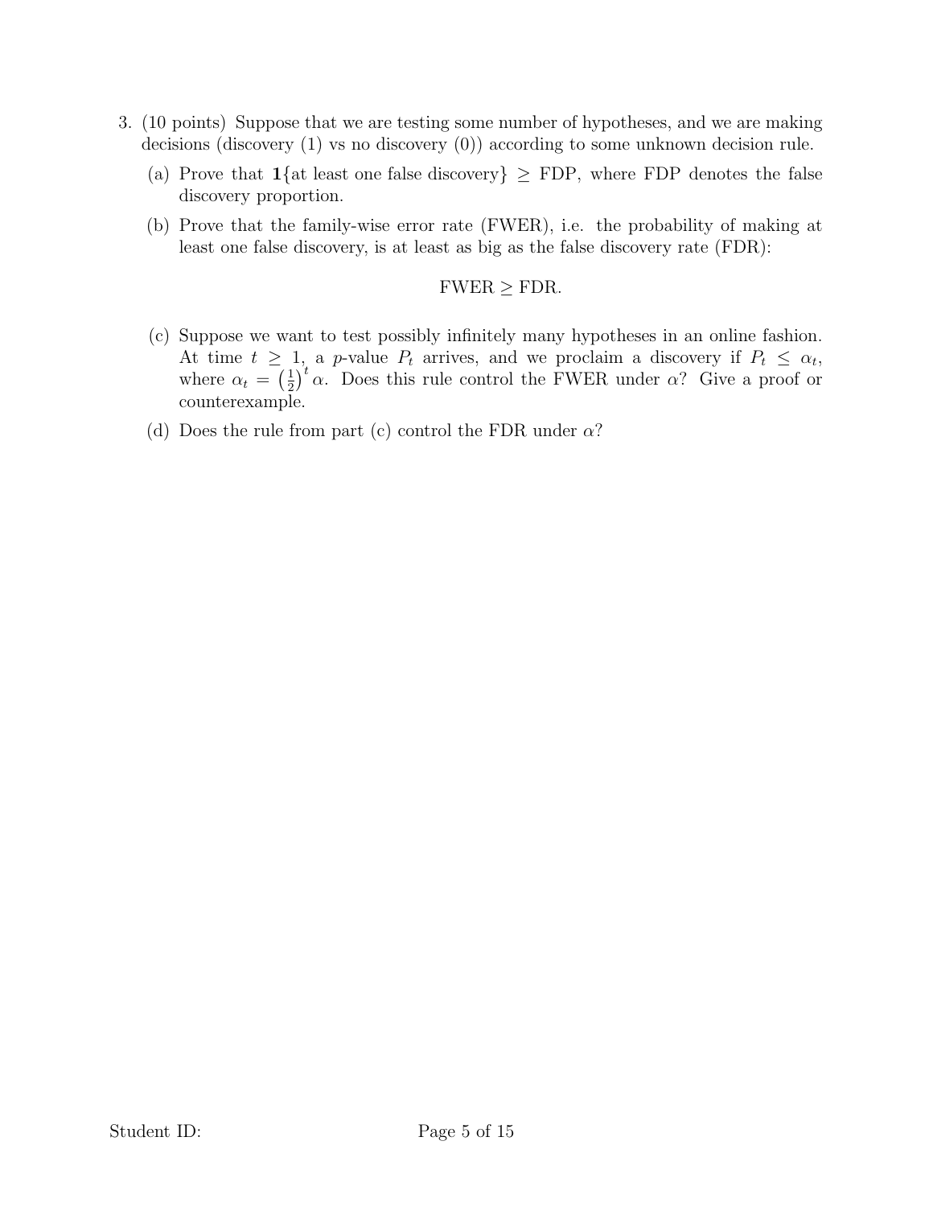3. (10 points) Suppose that we are testing some number of hypotheses, and we are making decisions (discovery (1) vs no discovery (0)) according to some unknown decision rule.

   (a) Prove that $\mathbf{1}\{\text{at least one false discovery}\} \geq \text{FDP}$, where FDP denotes the false discovery proportion.

   (b) Prove that the family-wise error rate (FWER), i.e. the probability of making at least one false discovery, is at least as big as the false discovery rate (FDR):

   $$\text{FWER} \geq \text{FDR}.$$

   (c) Suppose we want to test possibly infinitely many hypotheses in an online fashion. At time $t \geq 1$, a $p$-value $P_t$ arrives, and we proclaim a discovery if $P_t \leq \alpha_t$, where $\alpha_t = \left(\frac{1}{2}\right)^t \alpha$. Does this rule control the FWER under $\alpha$? Give a proof or counterexample.

   (d) Does the rule from part (c) control the FDR under $\alpha$?

Student ID: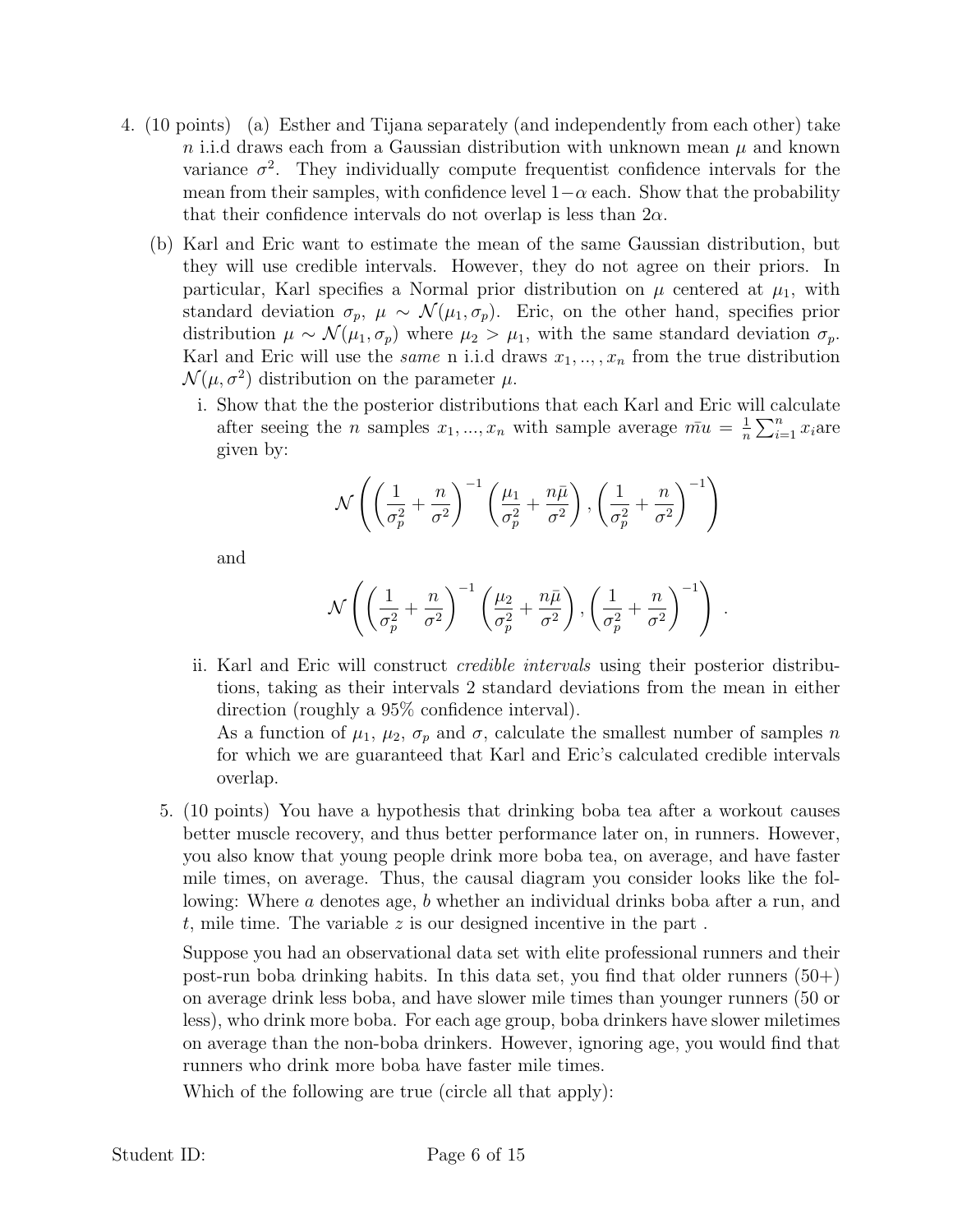4. (10 points) (a) Esther and Tijana separately (and independently from each other) take $n$ i.i.d draws each from a Gaussian distribution with unknown mean $\mu$ and known variance $\sigma^2$. They individually compute frequentist confidence intervals for the mean from their samples, with confidence level $1-\alpha$ each. Show that the probability that their confidence intervals do not overlap is less than $2\alpha$.

   (b) Karl and Eric want to estimate the mean of the same Gaussian distribution, but they will use credible intervals. However, they do not agree on their priors. In particular, Karl specifies a Normal prior distribution on $\mu$ centered at $\mu_1$, with standard deviation $\sigma_p$, $\mu \sim \mathcal{N}(\mu_1, \sigma_p)$. Eric, on the other hand, specifies prior distribution $\mu \sim \mathcal{N}(\mu_1, \sigma_p)$ where $\mu_2 > \mu_1$, with the same standard deviation $\sigma_p$. Karl and Eric will use the *same* n i.i.d draws $x_1, .., , x_n$ from the true distribution $\mathcal{N}(\mu, \sigma^2)$ distribution on the parameter $\mu$.

   i. Show that the the posterior distributions that each Karl and Eric will calculate after seeing the $n$ samples $x_1, ..., x_n$ with sample average $\bar{mu} = \frac{1}{n}\sum_{i=1}^{n} x_i$are given by:

$$\mathcal{N}\left(\left(\frac{1}{\sigma_p^2} + \frac{n}{\sigma^2}\right)^{-1}\left(\frac{\mu_1}{\sigma_p^2} + \frac{n\bar{\mu}}{\sigma^2}\right), \left(\frac{1}{\sigma_p^2} + \frac{n}{\sigma^2}\right)^{-1}\right)$$

   and

$$\mathcal{N}\left(\left(\frac{1}{\sigma_p^2} + \frac{n}{\sigma^2}\right)^{-1}\left(\frac{\mu_2}{\sigma_p^2} + \frac{n\bar{\mu}}{\sigma^2}\right), \left(\frac{1}{\sigma_p^2} + \frac{n}{\sigma^2}\right)^{-1}\right).$$

   ii. Karl and Eric will construct *credible intervals* using their posterior distributions, taking as their intervals 2 standard deviations from the mean in either direction (roughly a 95% confidence interval).

   As a function of $\mu_1$, $\mu_2$, $\sigma_p$ and $\sigma$, calculate the smallest number of samples $n$ for which we are guaranteed that Karl and Eric's calculated credible intervals overlap.

5. (10 points) You have a hypothesis that drinking boba tea after a workout causes better muscle recovery, and thus better performance later on, in runners. However, you also know that young people drink more boba tea, on average, and have faster mile times, on average. Thus, the causal diagram you consider looks like the following: Where $a$ denotes age, $b$ whether an individual drinks boba after a run, and $t$, mile time. The variable $z$ is our designed incentive in the part .

   Suppose you had an observational data set with elite professional runners and their post-run boba drinking habits. In this data set, you find that older runners (50+) on average drink less boba, and have slower mile times than younger runners (50 or less), who drink more boba. For each age group, boba drinkers have slower miletimes on average than the non-boba drinkers. However, ignoring age, you would find that runners who drink more boba have faster mile times.

   Which of the following are true (circle all that apply):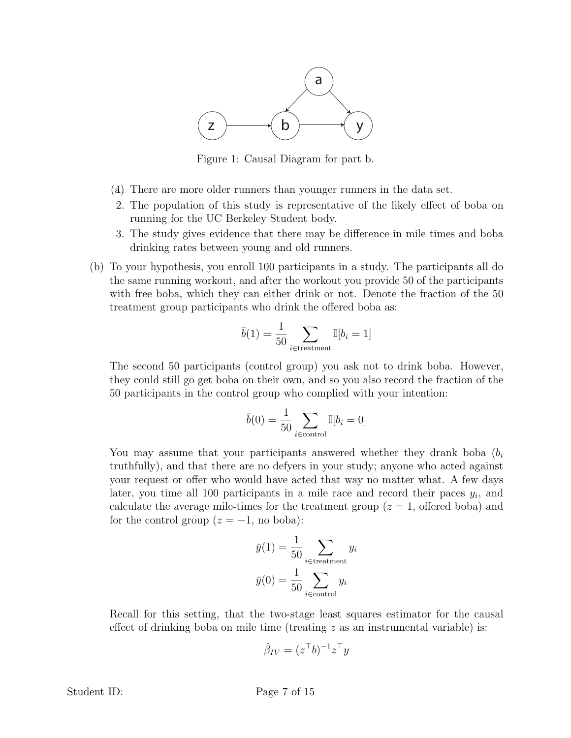Figure 1: Causal Diagram for part b.

(a) 1. There are more older runners than younger runners in the data set.

2. The population of this study is representative of the likely effect of boba on running for the UC Berkeley Student body.
3. The study gives evidence that there may be difference in mile times and boba drinking rates between young and old runners.

(b) To your hypothesis, you enroll 100 participants in a study. The participants all do the same running workout, and after the workout you provide 50 of the participants with free boba, which they can either drink or not. Denote the fraction of the 50 treatment group participants who drink the offered boba as:

$$\bar{b}(1) = \frac{1}{50} \sum_{i \in \text{treatment}} \mathbb{I}[b_i = 1]$$

The second 50 participants (control group) you ask not to drink boba. However, they could still go get boba on their own, and so you also record the fraction of the 50 participants in the control group who complied with your intention:

$$\bar{b}(0) = \frac{1}{50} \sum_{i \in \text{control}} \mathbb{I}[b_i = 0]$$

You may assume that your participants answered whether they drank boba ($b_i$ truthfully), and that there are no defyers in your study; anyone who acted against your request or offer who would have acted that way no matter what. A few days later, you time all 100 participants in a mile race and record their paces $y_i$, and calculate the average mile-times for the treatment group ($z = 1$, offered boba) and for the control group ($z = -1$, no boba):

$$\bar{y}(1) = \frac{1}{50} \sum_{i \in \text{treatment}} y_i$$

$$\bar{y}(0) = \frac{1}{50} \sum_{i \in \text{control}} y_i$$

Recall for this setting, that the two-stage least squares estimator for the causal effect of drinking boba on mile time (treating $z$ as an instrumental variable) is:

$$\hat{\beta}_{IV} = (z^\top b)^{-1} z^\top y$$

Student ID: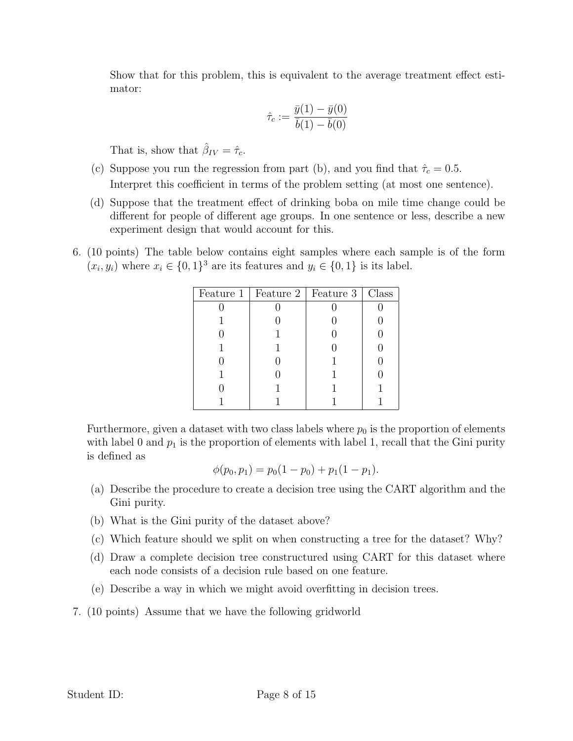Show that for this problem, this is equivalent to the average treatment effect estimator:

$$\hat{\tau}_c := \frac{\bar{y}(1) - \bar{y}(0)}{\bar{b}(1) - \bar{b}(0)}$$

That is, show that $\hat{\beta}_{IV} = \hat{\tau}_c$.

(c) Suppose you run the regression from part (b), and you find that $\hat{\tau}_c = 0.5$. Interpret this coefficient in terms of the problem setting (at most one sentence).

(d) Suppose that the treatment effect of drinking boba on mile time change could be different for people of different age groups. In one sentence or less, describe a new experiment design that would account for this.

6. (10 points) The table below contains eight samples where each sample is of the form $(x_i, y_i)$ where $x_i \in \{0,1\}^3$ are its features and $y_i \in \{0,1\}$ is its label.

| Feature 1 | Feature 2 | Feature 3 | Class |
|---|---|---|---|
| 0 | 0 | 0 | 0 |
| 1 | 0 | 0 | 0 |
| 0 | 1 | 0 | 0 |
| 1 | 1 | 0 | 0 |
| 0 | 0 | 1 | 0 |
| 1 | 0 | 1 | 0 |
| 0 | 1 | 1 | 1 |
| 1 | 1 | 1 | 1 |

Furthermore, given a dataset with two class labels where $p_0$ is the proportion of elements with label 0 and $p_1$ is the proportion of elements with label 1, recall that the Gini purity is defined as

$$\phi(p_0, p_1) = p_0(1 - p_0) + p_1(1 - p_1).$$

(a) Describe the procedure to create a decision tree using the CART algorithm and the Gini purity.

(b) What is the Gini purity of the dataset above?

(c) Which feature should we split on when constructing a tree for the dataset? Why?

(d) Draw a complete decision tree constructured using CART for this dataset where each node consists of a decision rule based on one feature.

(e) Describe a way in which we might avoid overfitting in decision trees.

7. (10 points) Assume that we have the following gridworld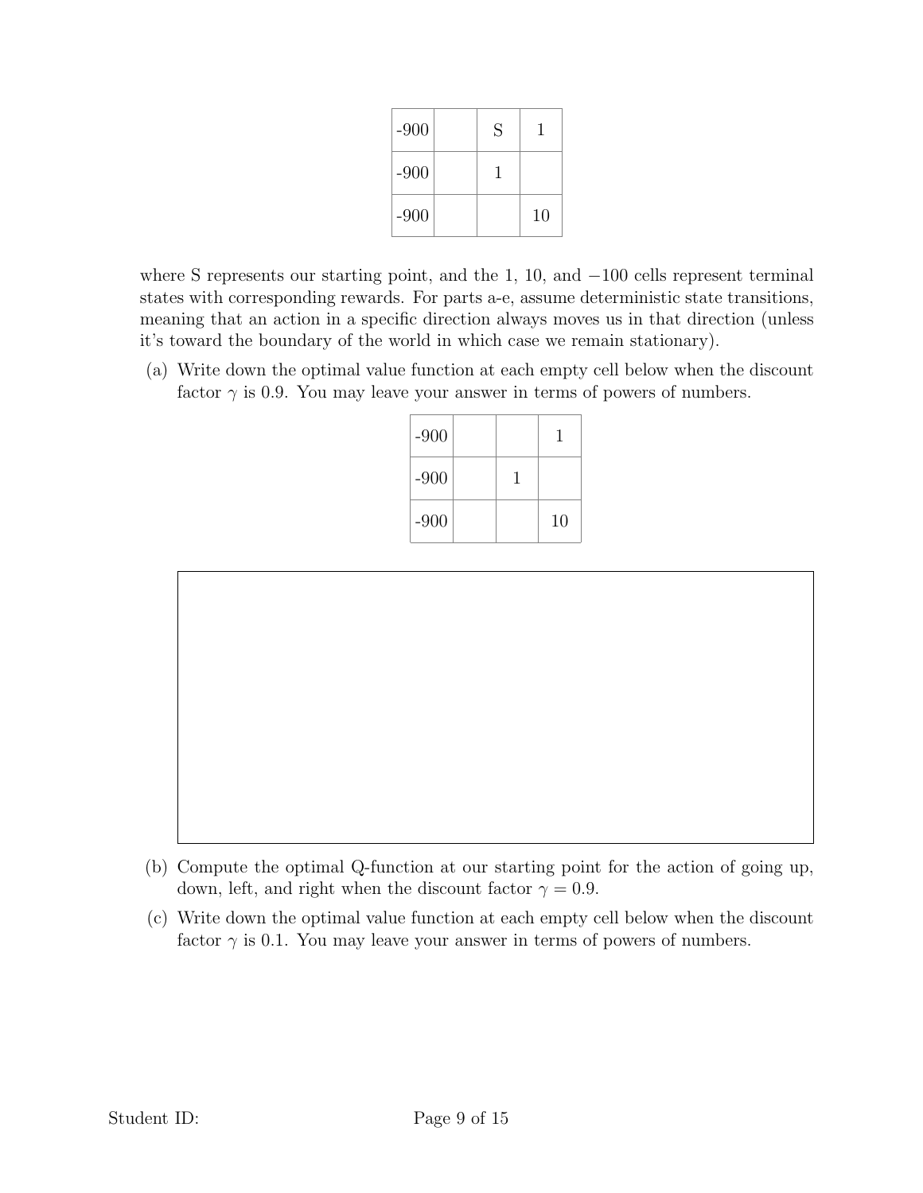| -900 | | S | 1 |
|---|---|---|---|
| -900 | | 1 | |
| -900 | | | 10 |

where S represents our starting point, and the 1, 10, and $-100$ cells represent terminal states with corresponding rewards. For parts a-e, assume deterministic state transitions, meaning that an action in a specific direction always moves us in that direction (unless it's toward the boundary of the world in which case we remain stationary).

(a) Write down the optimal value function at each empty cell below when the discount factor $\gamma$ is 0.9. You may leave your answer in terms of powers of numbers.

| -900 | | | 1 |
|---|---|---|---|
| -900 | | 1 | |
| -900 | | | 10 |

(b) Compute the optimal Q-function at our starting point for the action of going up, down, left, and right when the discount factor $\gamma = 0.9$.

(c) Write down the optimal value function at each empty cell below when the discount factor $\gamma$ is 0.1. You may leave your answer in terms of powers of numbers.

Student ID: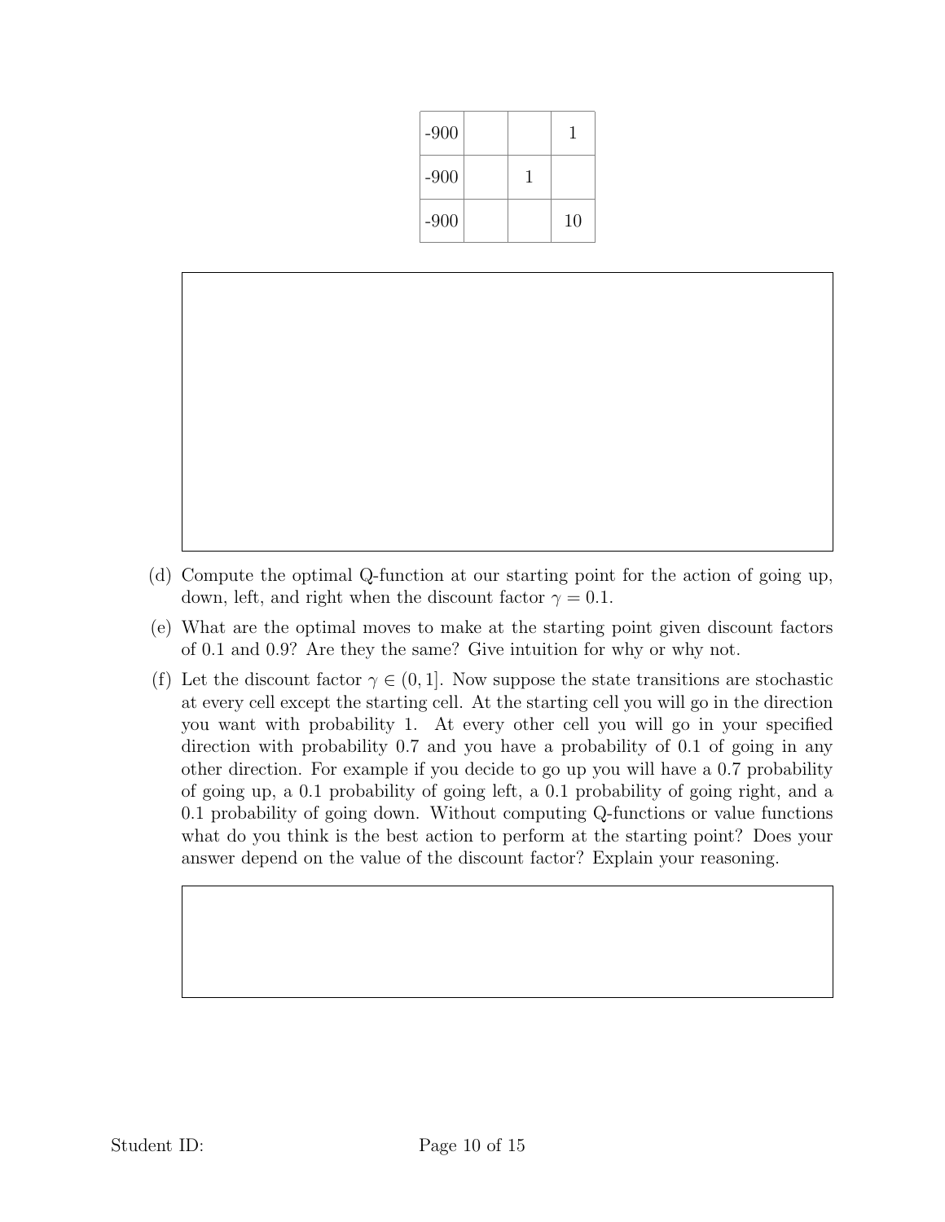| -900 | | | 1 |
| --- | --- | --- | --- |
| -900 | | 1 | |
| -900 | | | 10 |

(d) Compute the optimal Q-function at our starting point for the action of going up, down, left, and right when the discount factor $\gamma = 0.1$.

(e) What are the optimal moves to make at the starting point given discount factors of 0.1 and 0.9? Are they the same? Give intuition for why or why not.

(f) Let the discount factor $\gamma \in (0, 1]$. Now suppose the state transitions are stochastic at every cell except the starting cell. At the starting cell you will go in the direction you want with probability 1. At every other cell you will go in your specified direction with probability 0.7 and you have a probability of 0.1 of going in any other direction. For example if you decide to go up you will have a 0.7 probability of going up, a 0.1 probability of going left, a 0.1 probability of going right, and a 0.1 probability of going down. Without computing Q-functions or value functions what do you think is the best action to perform at the starting point? Does your answer depend on the value of the discount factor? Explain your reasoning.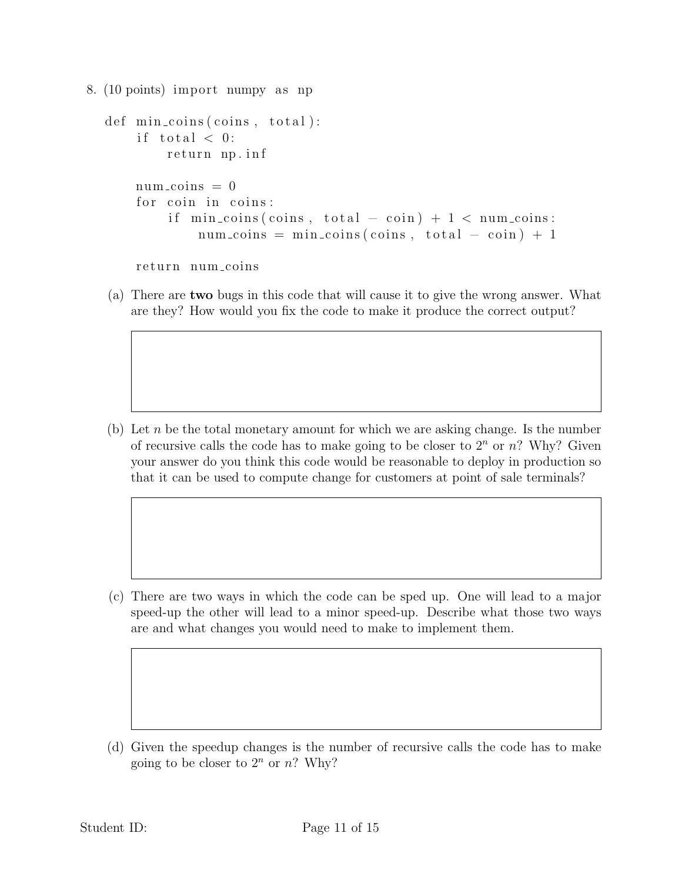8. (10 points)

```
import numpy as np

def min_coins(coins, total):
    if total < 0:
        return np.inf

    num_coins = 0
    for coin in coins:
        if min_coins(coins, total - coin) + 1 < num_coins:
            num_coins = min_coins(coins, total - coin) + 1

    return num_coins
```

(a) There are **two** bugs in this code that will cause it to give the wrong answer. What are they? How would you fix the code to make it produce the correct output?

(b) Let $n$ be the total monetary amount for which we are asking change. Is the number of recursive calls the code has to make going to be closer to $2^n$ or $n$? Why? Given your answer do you think this code would be reasonable to deploy in production so that it can be used to compute change for customers at point of sale terminals?

(c) There are two ways in which the code can be sped up. One will lead to a major speed-up the other will lead to a minor speed-up. Describe what those two ways are and what changes you would need to make to implement them.

(d) Given the speedup changes is the number of recursive calls the code has to make going to be closer to $2^n$ or $n$? Why?

Student ID: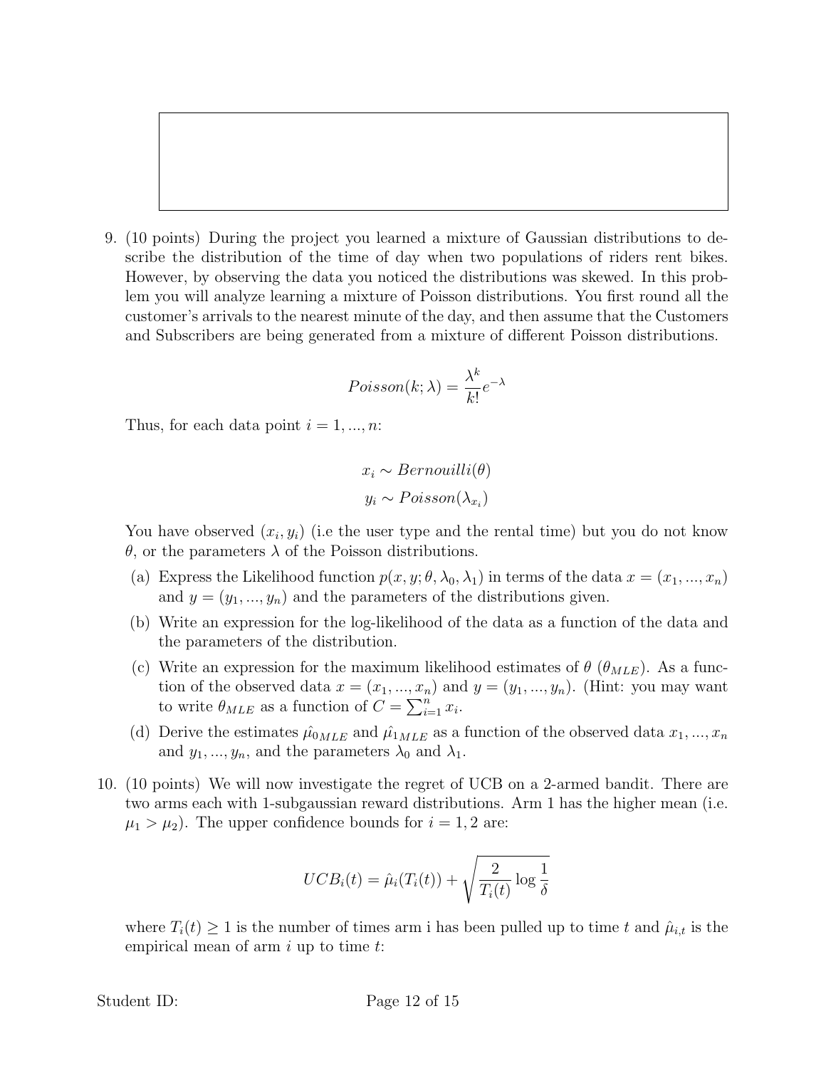9. (10 points) During the project you learned a mixture of Gaussian distributions to describe the distribution of the time of day when two populations of riders rent bikes. However, by observing the data you noticed the distributions was skewed. In this problem you will analyze learning a mixture of Poisson distributions. You first round all the customer's arrivals to the nearest minute of the day, and then assume that the Customers and Subscribers are being generated from a mixture of different Poisson distributions.

$$Poisson(k; \lambda) = \frac{\lambda^k}{k!} e^{-\lambda}$$

Thus, for each data point $i = 1, ..., n$:

$$x_i \sim Bernouilli(\theta)$$
$$y_i \sim Poisson(\lambda_{x_i})$$

You have observed $(x_i, y_i)$ (i.e the user type and the rental time) but you do not know $\theta$, or the parameters $\lambda$ of the Poisson distributions.

   (a) Express the Likelihood function $p(x, y; \theta, \lambda_0, \lambda_1)$ in terms of the data $x = (x_1, ..., x_n)$ and $y = (y_1, ..., y_n)$ and the parameters of the distributions given.

   (b) Write an expression for the log-likelihood of the data as a function of the data and the parameters of the distribution.

   (c) Write an expression for the maximum likelihood estimates of $\theta$ ($\theta_{MLE}$). As a function of the observed data $x = (x_1, ..., x_n)$ and $y = (y_1, ..., y_n)$. (Hint: you may want to write $\theta_{MLE}$ as a function of $C = \sum_{i=1}^{n} x_i$.

   (d) Derive the estimates $\hat{\mu_0}_{MLE}$ and $\hat{\mu_1}_{MLE}$ as a function of the observed data $x_1, ..., x_n$ and $y_1, ..., y_n$, and the parameters $\lambda_0$ and $\lambda_1$.

10. (10 points) We will now investigate the regret of UCB on a 2-armed bandit. There are two arms each with 1-subgaussian reward distributions. Arm 1 has the higher mean (i.e. $\mu_1 > \mu_2$). The upper confidence bounds for $i = 1, 2$ are:

$$UCB_i(t) = \hat{\mu}_i(T_i(t)) + \sqrt{\frac{2}{T_i(t)} \log \frac{1}{\delta}}$$

where $T_i(t) \geq 1$ is the number of times arm i has been pulled up to time $t$ and $\hat{\mu}_{i,t}$ is the empirical mean of arm $i$ up to time $t$:

Student ID: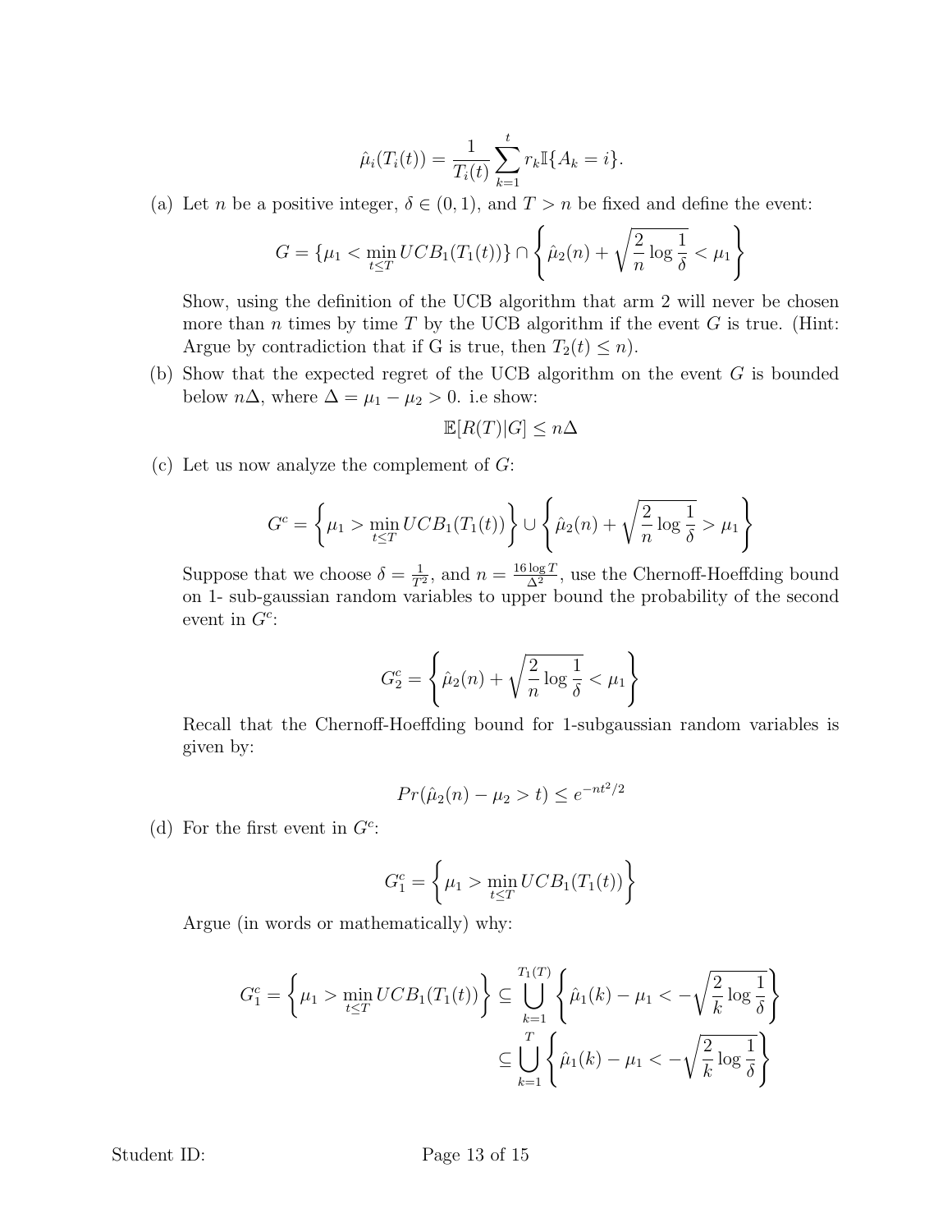$$\hat{\mu}_i(T_i(t)) = \frac{1}{T_i(t)} \sum_{k=1}^{t} r_k \mathbb{I}\{A_k = i\}.$$

(a) Let $n$ be a positive integer, $\delta \in (0, 1)$, and $T > n$ be fixed and define the event:

$$G = \{\mu_1 < \min_{t \leq T} UCB_1(T_1(t))\} \cap \left\{ \hat{\mu}_2(n) + \sqrt{\frac{2}{n} \log \frac{1}{\delta}} < \mu_1 \right\}$$

Show, using the definition of the UCB algorithm that arm 2 will never be chosen more than $n$ times by time $T$ by the UCB algorithm if the event $G$ is true. (Hint: Argue by contradiction that if G is true, then $T_2(t) \leq n$).

(b) Show that the expected regret of the UCB algorithm on the event $G$ is bounded below $n\Delta$, where $\Delta = \mu_1 - \mu_2 > 0$. i.e show:

$$\mathbb{E}[R(T)|G] \leq n\Delta$$

(c) Let us now analyze the complement of $G$:

$$G^c = \left\{ \mu_1 > \min_{t \leq T} UCB_1(T_1(t)) \right\} \cup \left\{ \hat{\mu}_2(n) + \sqrt{\frac{2}{n} \log \frac{1}{\delta}} > \mu_1 \right\}$$

Suppose that we choose $\delta = \frac{1}{T^2}$, and $n = \frac{16 \log T}{\Delta^2}$, use the Chernoff-Hoeffding bound on 1- sub-gaussian random variables to upper bound the probability of the second event in $G^c$:

$$G_2^c = \left\{ \hat{\mu}_2(n) + \sqrt{\frac{2}{n} \log \frac{1}{\delta}} < \mu_1 \right\}$$

Recall that the Chernoff-Hoeffding bound for 1-subgaussian random variables is given by:

$$Pr(\hat{\mu}_2(n) - \mu_2 > t) \leq e^{-nt^2/2}$$

(d) For the first event in $G^c$:

$$G_1^c = \left\{ \mu_1 > \min_{t \leq T} UCB_1(T_1(t)) \right\}$$

Argue (in words or mathematically) why:

$$G_1^c = \left\{ \mu_1 > \min_{t \leq T} UCB_1(T_1(t)) \right\} \subseteq \bigcup_{k=1}^{T_1(T)} \left\{ \hat{\mu}_1(k) - \mu_1 < -\sqrt{\frac{2}{k} \log \frac{1}{\delta}} \right\}$$

$$\subseteq \bigcup_{k=1}^{T} \left\{ \hat{\mu}_1(k) - \mu_1 < -\sqrt{\frac{2}{k} \log \frac{1}{\delta}} \right\}$$

Student ID: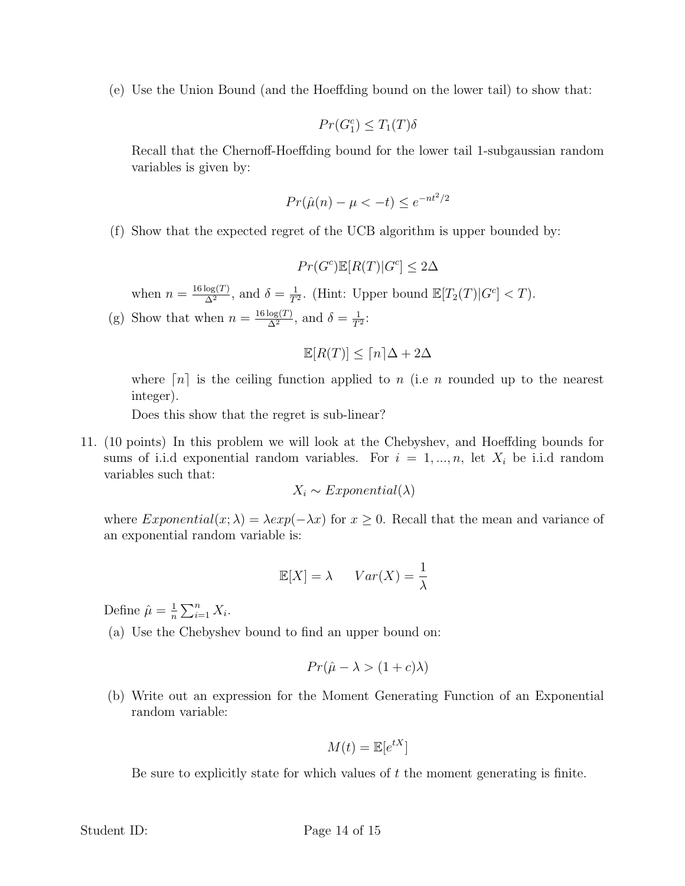(e) Use the Union Bound (and the Hoeffding bound on the lower tail) to show that:

$$Pr(G_1^c) \leq T_1(T)\delta$$

Recall that the Chernoff-Hoeffding bound for the lower tail 1-subgaussian random variables is given by:

$$Pr(\hat{\mu}(n) - \mu < -t) \leq e^{-nt^2/2}$$

(f) Show that the expected regret of the UCB algorithm is upper bounded by:

$$Pr(G^c)\mathbb{E}[R(T)|G^c] \leq 2\Delta$$

when $n = \frac{16\log(T)}{\Delta^2}$, and $\delta = \frac{1}{T^2}$. (Hint: Upper bound $\mathbb{E}[T_2(T)|G^c] < T$).

(g) Show that when $n = \frac{16\log(T)}{\Delta^2}$, and $\delta = \frac{1}{T^2}$:

$$\mathbb{E}[R(T)] \leq \lceil n \rceil \Delta + 2\Delta$$

where $\lceil n \rceil$ is the ceiling function applied to $n$ (i.e $n$ rounded up to the nearest integer).

Does this show that the regret is sub-linear?

11. (10 points) In this problem we will look at the Chebyshev, and Hoeffding bounds for sums of i.i.d exponential random variables. For $i = 1, ..., n$, let $X_i$ be i.i.d random variables such that:

$$X_i \sim Exponential(\lambda)$$

where $Exponential(x; \lambda) = \lambda exp(-\lambda x)$ for $x \geq 0$. Recall that the mean and variance of an exponential random variable is:

$$\mathbb{E}[X] = \lambda \qquad Var(X) = \frac{1}{\lambda}$$

Define $\hat{\mu} = \frac{1}{n}\sum_{i=1}^{n} X_i$.

(a) Use the Chebyshev bound to find an upper bound on:

$$Pr(\hat{\mu} - \lambda > (1+c)\lambda)$$

(b) Write out an expression for the Moment Generating Function of an Exponential random variable:

$$M(t) = \mathbb{E}[e^{tX}]$$

Be sure to explicitly state for which values of $t$ the moment generating is finite.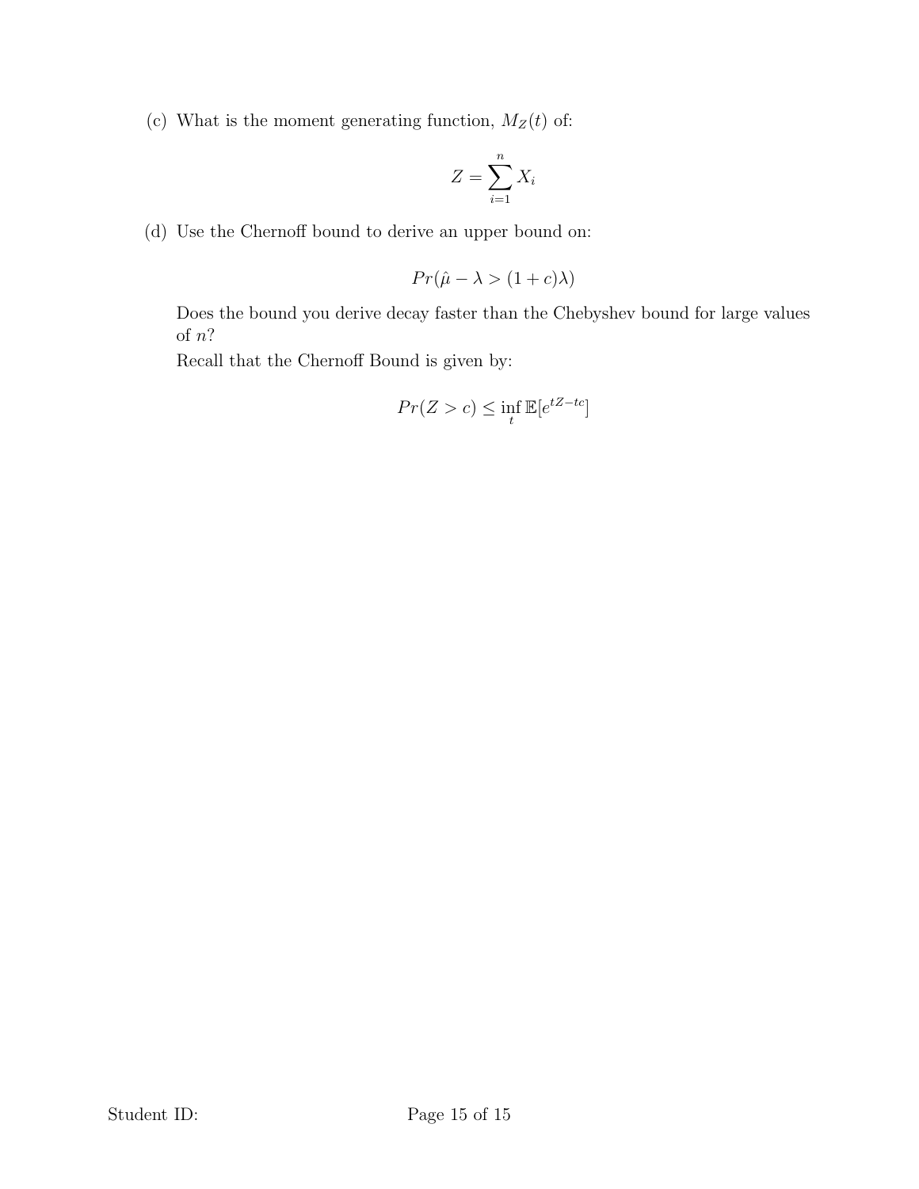(c) What is the moment generating function, $M_Z(t)$ of:

$$Z = \sum_{i=1}^{n} X_i$$

(d) Use the Chernoff bound to derive an upper bound on:

$$Pr(\hat{\mu} - \lambda > (1 + c)\lambda)$$

Does the bound you derive decay faster than the Chebyshev bound for large values of $n$?

Recall that the Chernoff Bound is given by:

$$Pr(Z > c) \leq \inf_t \mathbb{E}[e^{tZ - tc}]$$